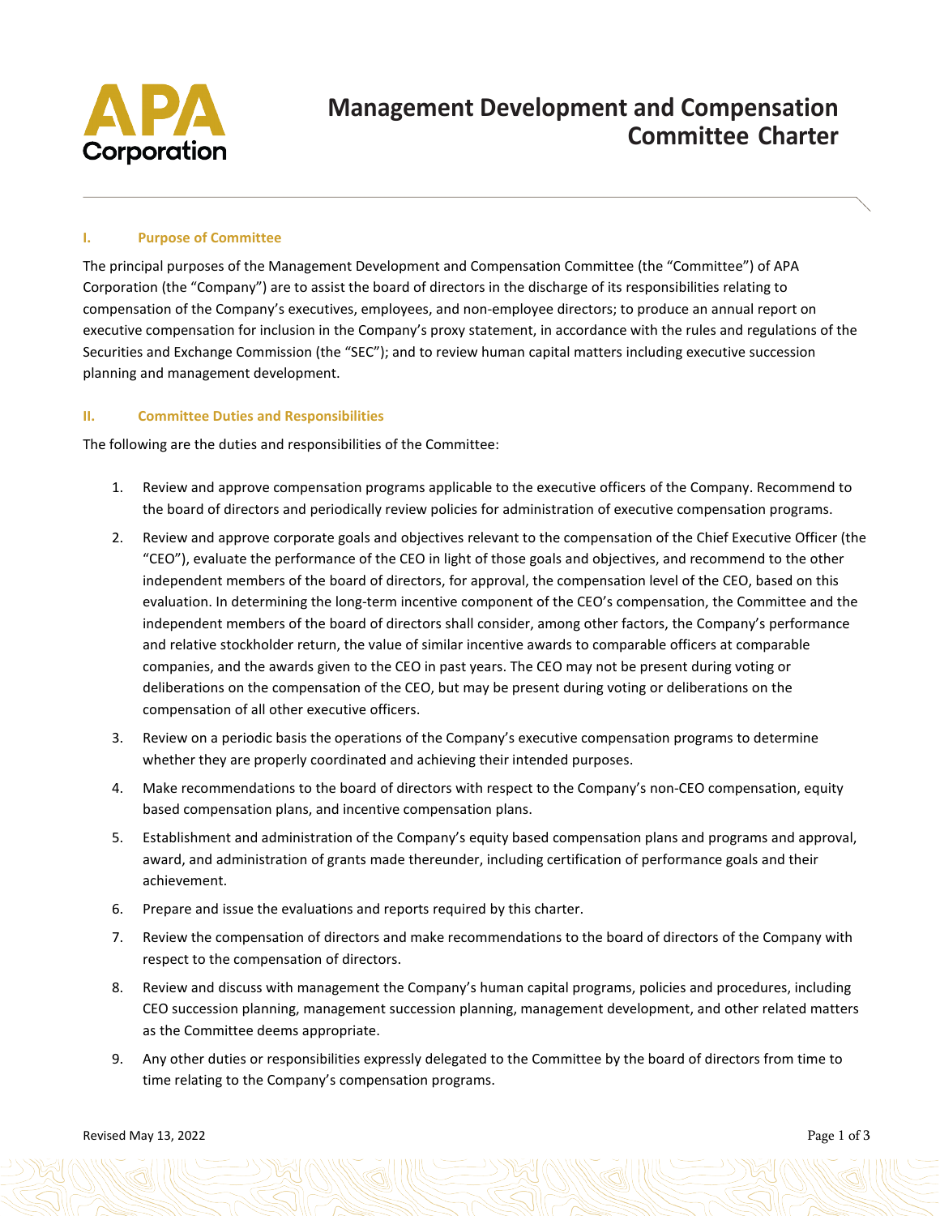# Management Development and Compensation Committee Charter

APA Corporation

## I. Purpose of Committee

The principal purposes of the Management Development and Compensation Committee (the "Committee") of APA Corporation (the "Company") are to assist the board of directors in the discharge of its responsibilities relating to compensation of the Company's executives, employees, and non-employee directors; to produce an annual report on executive compensation for inclusion in the Company's proxy statement, in accordance with the rules and regulations of the Securities and Exchange Commission (the "SEC"); and to review human capital matters including executive succession planning and management development.

## II. Committee Duties and Responsibilities

The following are the duties and responsibilities of the Committee:

1. Review and approve compensation programs applicable to the executive officers of the Company. Recommend to the board of directors and periodically review policies for administration of executive compensation programs.
2. Review and approve corporate goals and objectives relevant to the compensation of the Chief Executive Officer (the "CEO"), evaluate the performance of the CEO in light of those goals and objectives, and recommend to the other independent members of the board of directors, for approval, the compensation level of the CEO, based on this evaluation. In determining the long-term incentive component of the CEO's compensation, the Committee and the independent members of the board of directors shall consider, among other factors, the Company's performance and relative stockholder return, the value of similar incentive awards to comparable officers at comparable companies, and the awards given to the CEO in past years. The CEO may not be present during voting or deliberations on the compensation of the CEO, but may be present during voting or deliberations on the compensation of all other executive officers.
3. Review on a periodic basis the operations of the Company's executive compensation programs to determine whether they are properly coordinated and achieving their intended purposes.
4. Make recommendations to the board of directors with respect to the Company's non-CEO compensation, equity based compensation plans, and incentive compensation plans.
5. Establishment and administration of the Company's equity based compensation plans and programs and approval, award, and administration of grants made thereunder, including certification of performance goals and their achievement.
6. Prepare and issue the evaluations and reports required by this charter.
7. Review the compensation of directors and make recommendations to the board of directors of the Company with respect to the compensation of directors.
8. Review and discuss with management the Company's human capital programs, policies and procedures, including CEO succession planning, management succession planning, management development, and other related matters as the Committee deems appropriate.
9. Any other duties or responsibilities expressly delegated to the Committee by the board of directors from time to time relating to the Company's compensation programs.

Revised May 13, 2022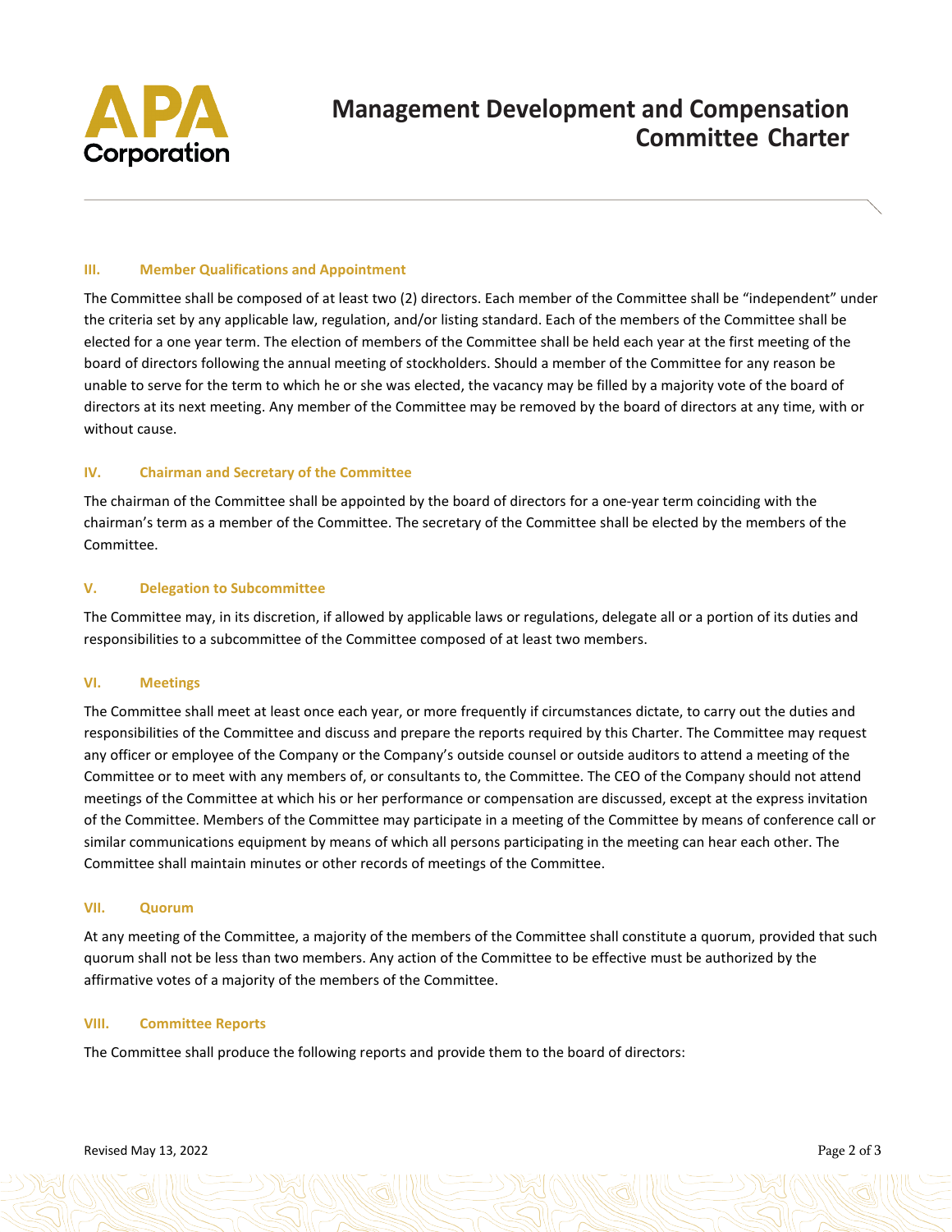### III. Member Qualifications and Appointment

The Committee shall be composed of at least two (2) directors. Each member of the Committee shall be "independent" under the criteria set by any applicable law, regulation, and/or listing standard. Each of the members of the Committee shall be elected for a one year term. The election of members of the Committee shall be held each year at the first meeting of the board of directors following the annual meeting of stockholders. Should a member of the Committee for any reason be unable to serve for the term to which he or she was elected, the vacancy may be filled by a majority vote of the board of directors at its next meeting. Any member of the Committee may be removed by the board of directors at any time, with or without cause.

### IV. Chairman and Secretary of the Committee

The chairman of the Committee shall be appointed by the board of directors for a one-year term coinciding with the chairman's term as a member of the Committee. The secretary of the Committee shall be elected by the members of the Committee.

### V. Delegation to Subcommittee

The Committee may, in its discretion, if allowed by applicable laws or regulations, delegate all or a portion of its duties and responsibilities to a subcommittee of the Committee composed of at least two members.

### VI. Meetings

The Committee shall meet at least once each year, or more frequently if circumstances dictate, to carry out the duties and responsibilities of the Committee and discuss and prepare the reports required by this Charter. The Committee may request any officer or employee of the Company or the Company's outside counsel or outside auditors to attend a meeting of the Committee or to meet with any members of, or consultants to, the Committee. The CEO of the Company should not attend meetings of the Committee at which his or her performance or compensation are discussed, except at the express invitation of the Committee. Members of the Committee may participate in a meeting of the Committee by means of conference call or similar communications equipment by means of which all persons participating in the meeting can hear each other. The Committee shall maintain minutes or other records of meetings of the Committee.

### VII. Quorum

At any meeting of the Committee, a majority of the members of the Committee shall constitute a quorum, provided that such quorum shall not be less than two members. Any action of the Committee to be effective must be authorized by the affirmative votes of a majority of the members of the Committee.

### VIII. Committee Reports

The Committee shall produce the following reports and provide them to the board of directors: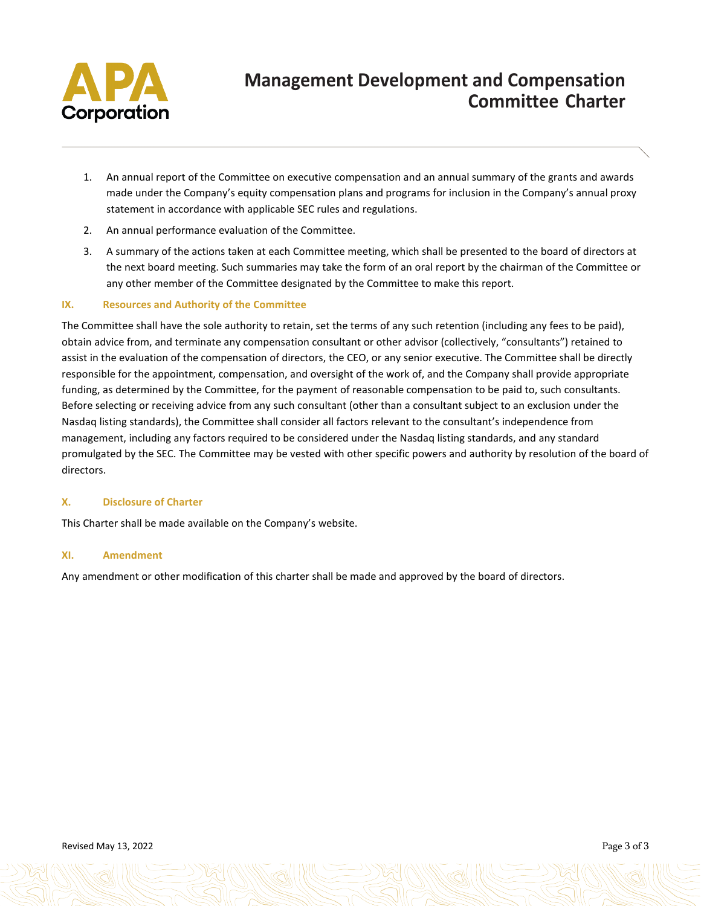1. An annual report of the Committee on executive compensation and an annual summary of the grants and awards made under the Company's equity compensation plans and programs for inclusion in the Company's annual proxy statement in accordance with applicable SEC rules and regulations.
2. An annual performance evaluation of the Committee.
3. A summary of the actions taken at each Committee meeting, which shall be presented to the board of directors at the next board meeting. Such summaries may take the form of an oral report by the chairman of the Committee or any other member of the Committee designated by the Committee to make this report.

## IX. Resources and Authority of the Committee

The Committee shall have the sole authority to retain, set the terms of any such retention (including any fees to be paid), obtain advice from, and terminate any compensation consultant or other advisor (collectively, "consultants") retained to assist in the evaluation of the compensation of directors, the CEO, or any senior executive. The Committee shall be directly responsible for the appointment, compensation, and oversight of the work of, and the Company shall provide appropriate funding, as determined by the Committee, for the payment of reasonable compensation to be paid to, such consultants. Before selecting or receiving advice from any such consultant (other than a consultant subject to an exclusion under the Nasdaq listing standards), the Committee shall consider all factors relevant to the consultant's independence from management, including any factors required to be considered under the Nasdaq listing standards, and any standard promulgated by the SEC. The Committee may be vested with other specific powers and authority by resolution of the board of directors.

## X. Disclosure of Charter

This Charter shall be made available on the Company's website.

## XI. Amendment

Any amendment or other modification of this charter shall be made and approved by the board of directors.

Revised May 13, 2022